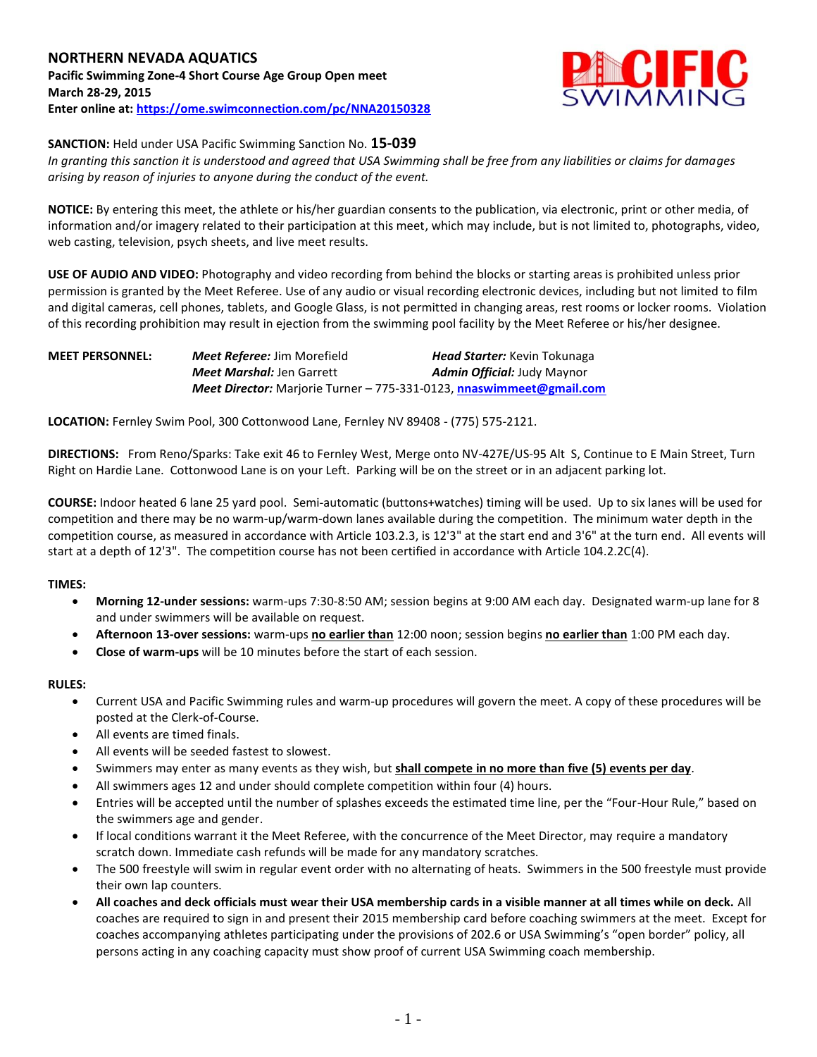# NORTHERN NEVADA AQUATICS

**Pacific Swimming Zone-4 Short Course Age Group Open meet**
**March 28-29, 2015**
**Enter online at: [https://ome.swimconnection.com/pc/NNA20150328](https://ome.swimconnection.com/pc/NNA20150328)**

**SANCTION:** Held under USA Pacific Swimming Sanction No. **15-039**
*In granting this sanction it is understood and agreed that USA Swimming shall be free from any liabilities or claims for damages arising by reason of injuries to anyone during the conduct of the event.*

**NOTICE:** By entering this meet, the athlete or his/her guardian consents to the publication, via electronic, print or other media, of information and/or imagery related to their participation at this meet, which may include, but is not limited to, photographs, video, web casting, television, psych sheets, and live meet results.

**USE OF AUDIO AND VIDEO:** Photography and video recording from behind the blocks or starting areas is prohibited unless prior permission is granted by the Meet Referee. Use of any audio or visual recording electronic devices, including but not limited to film and digital cameras, cell phones, tablets, and Google Glass, is not permitted in changing areas, rest rooms or locker rooms. Violation of this recording prohibition may result in ejection from the swimming pool facility by the Meet Referee or his/her designee.

**MEET PERSONNEL:**
- ***Meet Referee:*** Jim Morefield
- ***Head Starter:*** Kevin Tokunaga
- ***Meet Marshal:*** Jen Garrett
- ***Admin Official:*** Judy Maynor
- ***Meet Director:*** Marjorie Turner – 775-331-0123, **nnaswimmeet@gmail.com**

**LOCATION:** Fernley Swim Pool, 300 Cottonwood Lane, Fernley NV 89408 - (775) 575-2121.

**DIRECTIONS:** From Reno/Sparks: Take exit 46 to Fernley West, Merge onto NV-427E/US-95 Alt S, Continue to E Main Street, Turn Right on Hardie Lane. Cottonwood Lane is on your Left. Parking will be on the street or in an adjacent parking lot.

**COURSE:** Indoor heated 6 lane 25 yard pool. Semi-automatic (buttons+watches) timing will be used. Up to six lanes will be used for competition and there may be no warm-up/warm-down lanes available during the competition. The minimum water depth in the competition course, as measured in accordance with Article 103.2.3, is 12'3" at the start end and 3'6" at the turn end. All events will start at a depth of 12'3". The competition course has not been certified in accordance with Article 104.2.2C(4).

**TIMES:**
- **Morning 12-under sessions:** warm-ups 7:30-8:50 AM; session begins at 9:00 AM each day. Designated warm-up lane for 8 and under swimmers will be available on request.
- **Afternoon 13-over sessions:** warm-ups **no earlier than** 12:00 noon; session begins **no earlier than** 1:00 PM each day.
- **Close of warm-ups** will be 10 minutes before the start of each session.

**RULES:**
- Current USA and Pacific Swimming rules and warm-up procedures will govern the meet. A copy of these procedures will be posted at the Clerk-of-Course.
- All events are timed finals.
- All events will be seeded fastest to slowest.
- Swimmers may enter as many events as they wish, but **shall compete in no more than five (5) events per day**.
- All swimmers ages 12 and under should complete competition within four (4) hours.
- Entries will be accepted until the number of splashes exceeds the estimated time line, per the "Four-Hour Rule," based on the swimmers age and gender.
- If local conditions warrant it the Meet Referee, with the concurrence of the Meet Director, may require a mandatory scratch down. Immediate cash refunds will be made for any mandatory scratches.
- The 500 freestyle will swim in regular event order with no alternating of heats. Swimmers in the 500 freestyle must provide their own lap counters.
- **All coaches and deck officials must wear their USA membership cards in a visible manner at all times while on deck.** All coaches are required to sign in and present their 2015 membership card before coaching swimmers at the meet. Except for coaches accompanying athletes participating under the provisions of 202.6 or USA Swimming's "open border" policy, all persons acting in any coaching capacity must show proof of current USA Swimming coach membership.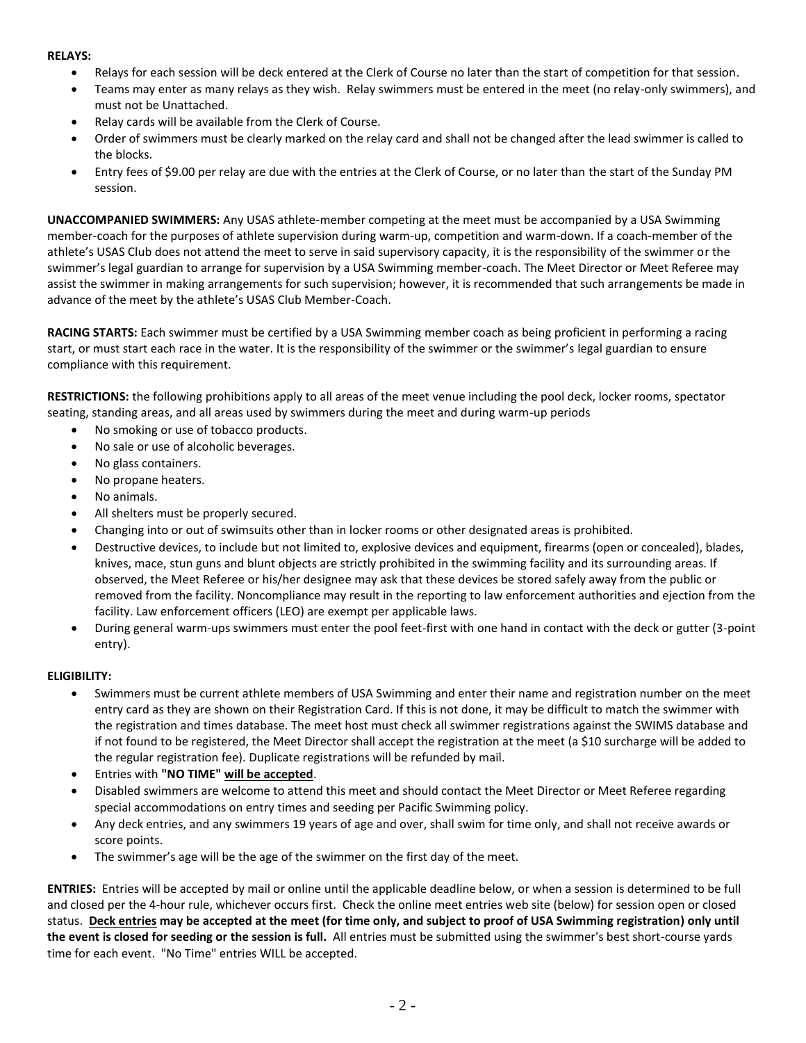**RELAYS:**

- Relays for each session will be deck entered at the Clerk of Course no later than the start of competition for that session.
- Teams may enter as many relays as they wish. Relay swimmers must be entered in the meet (no relay-only swimmers), and must not be Unattached.
- Relay cards will be available from the Clerk of Course.
- Order of swimmers must be clearly marked on the relay card and shall not be changed after the lead swimmer is called to the blocks.
- Entry fees of $9.00 per relay are due with the entries at the Clerk of Course, or no later than the start of the Sunday PM session.

**UNACCOMPANIED SWIMMERS:** Any USAS athlete-member competing at the meet must be accompanied by a USA Swimming member-coach for the purposes of athlete supervision during warm-up, competition and warm-down. If a coach-member of the athlete's USAS Club does not attend the meet to serve in said supervisory capacity, it is the responsibility of the swimmer or the swimmer's legal guardian to arrange for supervision by a USA Swimming member-coach. The Meet Director or Meet Referee may assist the swimmer in making arrangements for such supervision; however, it is recommended that such arrangements be made in advance of the meet by the athlete's USAS Club Member-Coach.

**RACING STARTS:** Each swimmer must be certified by a USA Swimming member coach as being proficient in performing a racing start, or must start each race in the water. It is the responsibility of the swimmer or the swimmer's legal guardian to ensure compliance with this requirement.

**RESTRICTIONS:** the following prohibitions apply to all areas of the meet venue including the pool deck, locker rooms, spectator seating, standing areas, and all areas used by swimmers during the meet and during warm-up periods

- No smoking or use of tobacco products.
- No sale or use of alcoholic beverages.
- No glass containers.
- No propane heaters.
- No animals.
- All shelters must be properly secured.
- Changing into or out of swimsuits other than in locker rooms or other designated areas is prohibited.
- Destructive devices, to include but not limited to, explosive devices and equipment, firearms (open or concealed), blades, knives, mace, stun guns and blunt objects are strictly prohibited in the swimming facility and its surrounding areas. If observed, the Meet Referee or his/her designee may ask that these devices be stored safely away from the public or removed from the facility. Noncompliance may result in the reporting to law enforcement authorities and ejection from the facility. Law enforcement officers (LEO) are exempt per applicable laws.
- During general warm-ups swimmers must enter the pool feet-first with one hand in contact with the deck or gutter (3-point entry).

**ELIGIBILITY:**

- Swimmers must be current athlete members of USA Swimming and enter their name and registration number on the meet entry card as they are shown on their Registration Card. If this is not done, it may be difficult to match the swimmer with the registration and times database. The meet host must check all swimmer registrations against the SWIMS database and if not found to be registered, the Meet Director shall accept the registration at the meet (a $10 surcharge will be added to the regular registration fee). Duplicate registrations will be refunded by mail.
- Entries with **"NO TIME" <u>will be accepted</u>**.
- Disabled swimmers are welcome to attend this meet and should contact the Meet Director or Meet Referee regarding special accommodations on entry times and seeding per Pacific Swimming policy.
- Any deck entries, and any swimmers 19 years of age and over, shall swim for time only, and shall not receive awards or score points.
- The swimmer's age will be the age of the swimmer on the first day of the meet.

**ENTRIES:** Entries will be accepted by mail or online until the applicable deadline below, or when a session is determined to be full and closed per the 4-hour rule, whichever occurs first. Check the online meet entries web site (below) for session open or closed status. **<u>Deck entries</u> may be accepted at the meet (for time only, and subject to proof of USA Swimming registration) only until the event is closed for seeding or the session is full.** All entries must be submitted using the swimmer's best short-course yards time for each event. "No Time" entries WILL be accepted.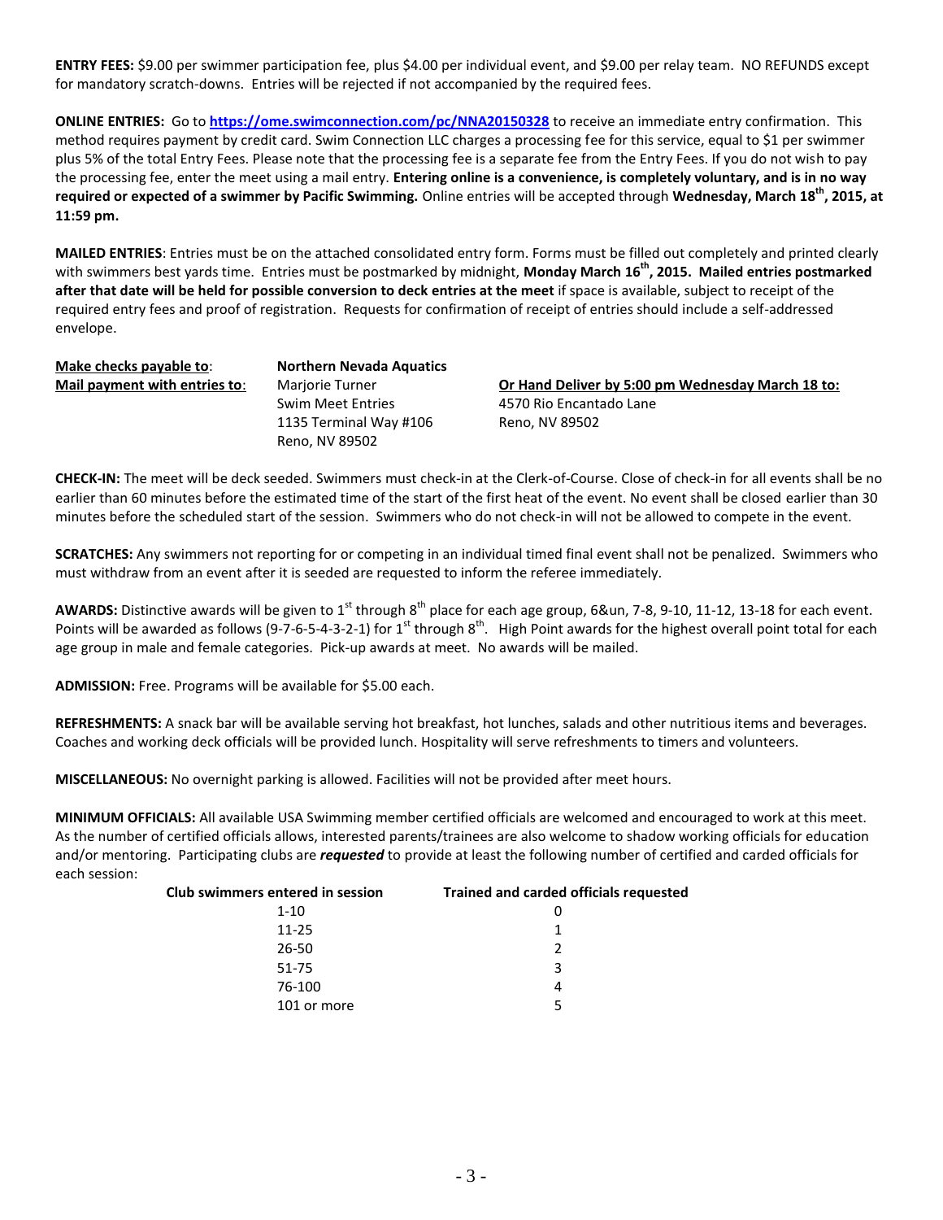**ENTRY FEES:** $9.00 per swimmer participation fee, plus $4.00 per individual event, and $9.00 per relay team. NO REFUNDS except for mandatory scratch-downs. Entries will be rejected if not accompanied by the required fees.

**ONLINE ENTRIES:** Go to **https://ome.swimconnection.com/pc/NNA20150328** to receive an immediate entry confirmation. This method requires payment by credit card. Swim Connection LLC charges a processing fee for this service, equal to $1 per swimmer plus 5% of the total Entry Fees. Please note that the processing fee is a separate fee from the Entry Fees. If you do not wish to pay the processing fee, enter the meet using a mail entry. **Entering online is a convenience, is completely voluntary, and is in no way required or expected of a swimmer by Pacific Swimming.** Online entries will be accepted through **Wednesday, March 18th, 2015, at 11:59 pm.**

**MAILED ENTRIES**: Entries must be on the attached consolidated entry form. Forms must be filled out completely and printed clearly with swimmers best yards time. Entries must be postmarked by midnight, **Monday March 16th, 2015. Mailed entries postmarked after that date will be held for possible conversion to deck entries at the meet** if space is available, subject to receipt of the required entry fees and proof of registration. Requests for confirmation of receipt of entries should include a self-addressed envelope.

**Make checks payable to**: **Northern Nevada Aquatics**

**Mail payment with entries to**:
Marjorie Turner
Swim Meet Entries
1135 Terminal Way #106
Reno, NV 89502

**Or Hand Deliver by 5:00 pm Wednesday March 18 to:**
4570 Rio Encantado Lane
Reno, NV 89502

**CHECK-IN:** The meet will be deck seeded. Swimmers must check-in at the Clerk-of-Course. Close of check-in for all events shall be no earlier than 60 minutes before the estimated time of the start of the first heat of the event. No event shall be closed earlier than 30 minutes before the scheduled start of the session. Swimmers who do not check-in will not be allowed to compete in the event.

**SCRATCHES:** Any swimmers not reporting for or competing in an individual timed final event shall not be penalized. Swimmers who must withdraw from an event after it is seeded are requested to inform the referee immediately.

**AWARDS:** Distinctive awards will be given to 1st through 8th place for each age group, 6&un, 7-8, 9-10, 11-12, 13-18 for each event. Points will be awarded as follows (9-7-6-5-4-3-2-1) for 1st through 8th. High Point awards for the highest overall point total for each age group in male and female categories. Pick-up awards at meet. No awards will be mailed.

**ADMISSION:** Free. Programs will be available for $5.00 each.

**REFRESHMENTS:** A snack bar will be available serving hot breakfast, hot lunches, salads and other nutritious items and beverages. Coaches and working deck officials will be provided lunch. Hospitality will serve refreshments to timers and volunteers.

**MISCELLANEOUS:** No overnight parking is allowed. Facilities will not be provided after meet hours.

**MINIMUM OFFICIALS:** All available USA Swimming member certified officials are welcomed and encouraged to work at this meet. As the number of certified officials allows, interested parents/trainees are also welcome to shadow working officials for education and/or mentoring. Participating clubs are ***requested*** to provide at least the following number of certified and carded officials for each session:

| Club swimmers entered in session | Trained and carded officials requested |
|---|---|
| 1-10 | 0 |
| 11-25 | 1 |
| 26-50 | 2 |
| 51-75 | 3 |
| 76-100 | 4 |
| 101 or more | 5 |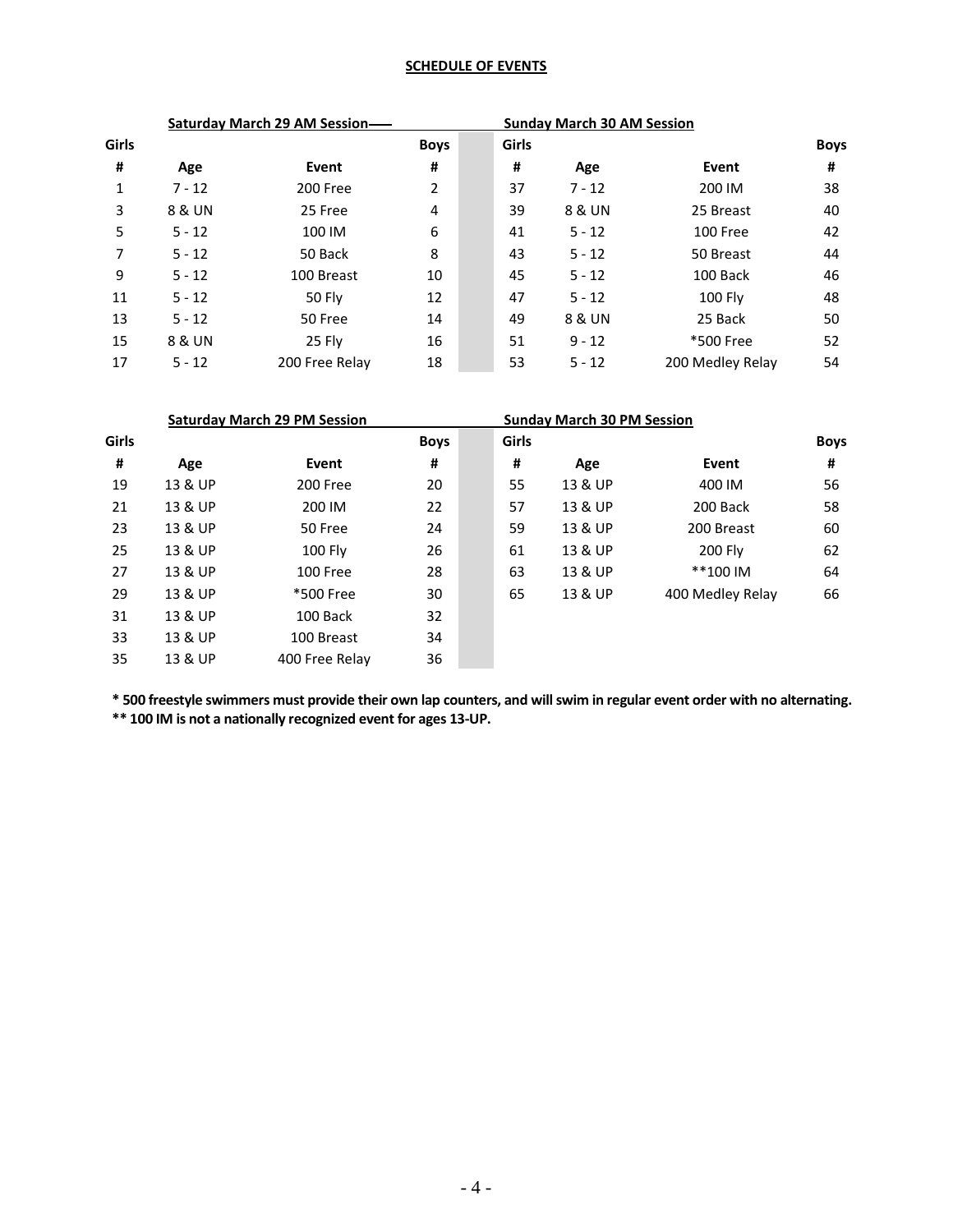**SCHEDULE OF EVENTS**

| Saturday March 29 AM Session | | | | Sunday March 30 AM Session | | | |
|---|---|---|---|---|---|---|---|
| Girls | | | Boys | Girls | | | Boys |
| # | Age | Event | # | # | Age | Event | # |
| 1 | 7 - 12 | 200 Free | 2 | 37 | 7 - 12 | 200 IM | 38 |
| 3 | 8 & UN | 25 Free | 4 | 39 | 8 & UN | 25 Breast | 40 |
| 5 | 5 - 12 | 100 IM | 6 | 41 | 5 - 12 | 100 Free | 42 |
| 7 | 5 - 12 | 50 Back | 8 | 43 | 5 - 12 | 50 Breast | 44 |
| 9 | 5 - 12 | 100 Breast | 10 | 45 | 5 - 12 | 100 Back | 46 |
| 11 | 5 - 12 | 50 Fly | 12 | 47 | 5 - 12 | 100 Fly | 48 |
| 13 | 5 - 12 | 50 Free | 14 | 49 | 8 & UN | 25 Back | 50 |
| 15 | 8 & UN | 25 Fly | 16 | 51 | 9 - 12 | *500 Free | 52 |
| 17 | 5 - 12 | 200 Free Relay | 18 | 53 | 5 - 12 | 200 Medley Relay | 54 |

| Saturday March 29 PM Session | | | | Sunday March 30 PM Session | | | |
|---|---|---|---|---|---|---|---|
| Girls | | | Boys | Girls | | | Boys |
| # | Age | Event | # | # | Age | Event | # |
| 19 | 13 & UP | 200 Free | 20 | 55 | 13 & UP | 400 IM | 56 |
| 21 | 13 & UP | 200 IM | 22 | 57 | 13 & UP | 200 Back | 58 |
| 23 | 13 & UP | 50 Free | 24 | 59 | 13 & UP | 200 Breast | 60 |
| 25 | 13 & UP | 100 Fly | 26 | 61 | 13 & UP | 200 Fly | 62 |
| 27 | 13 & UP | 100 Free | 28 | 63 | 13 & UP | **100 IM | 64 |
| 29 | 13 & UP | *500 Free | 30 | 65 | 13 & UP | 400 Medley Relay | 66 |
| 31 | 13 & UP | 100 Back | 32 | | | | |
| 33 | 13 & UP | 100 Breast | 34 | | | | |
| 35 | 13 & UP | 400 Free Relay | 36 | | | | |

**\* 500 freestyle swimmers must provide their own lap counters, and will swim in regular event order with no alternating.**
**\*\* 100 IM is not a nationally recognized event for ages 13-UP.**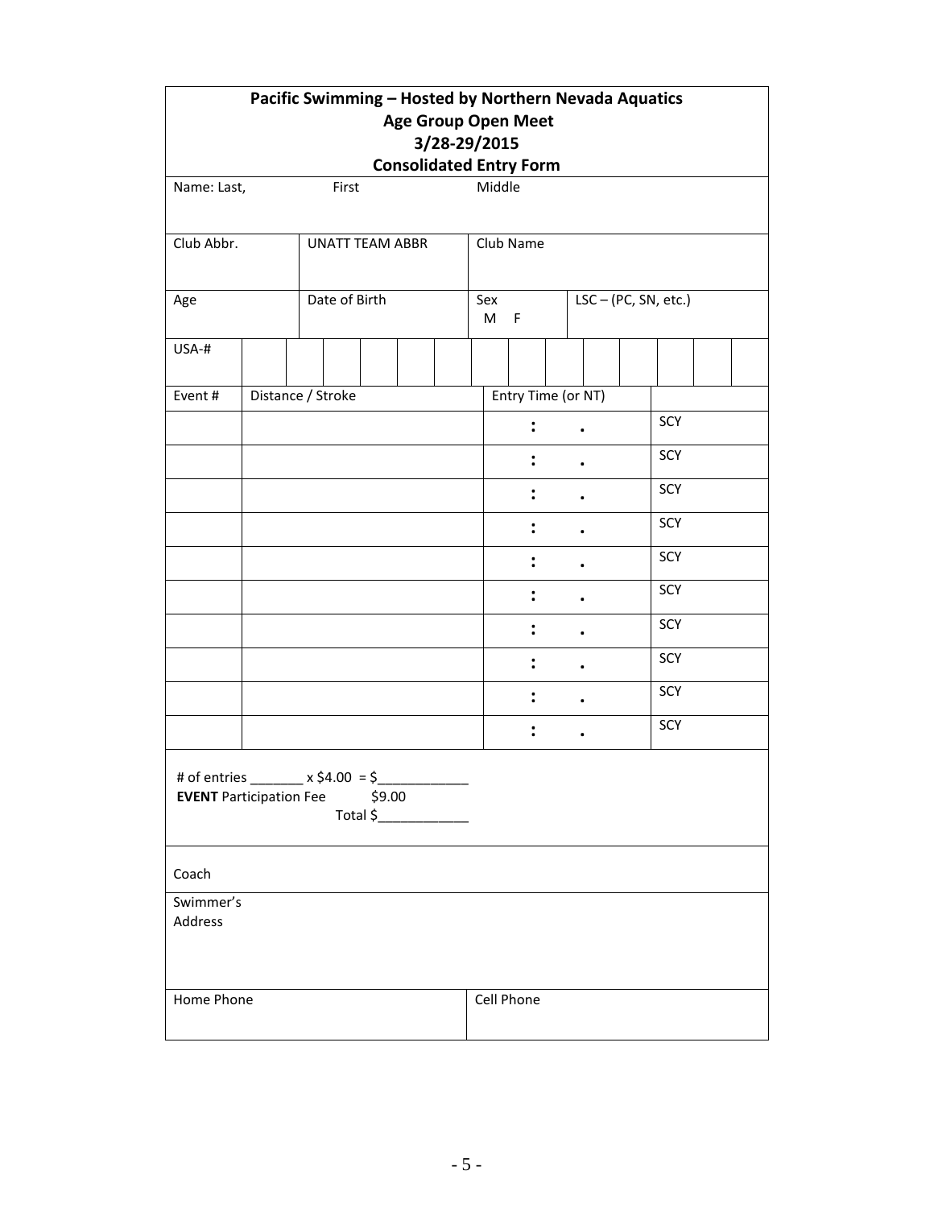**Pacific Swimming – Hosted by Northern Nevada Aquatics**
**Age Group Open Meet**
**3/28-29/2015**
**Consolidated Entry Form**

| Name: Last, | First | Middle |
|---|---|---|
| | | |

| Club Abbr. | UNATT TEAM ABBR | Club Name |
|---|---|---|
| | | |

| Age | Date of Birth | Sex M F | LSC – (PC, SN, etc.) |
|---|---|---|---|
| | | | |

| USA-# | | | | | | | | | | | | | | |
|---|---|---|---|---|---|---|---|---|---|---|---|---|---|---|

| Event # | Distance / Stroke | Entry Time (or NT) | |
|---|---|---|---|
| | | : . | SCY |
| | | : . | SCY |
| | | : . | SCY |
| | | : . | SCY |
| | | : . | SCY |
| | | : . | SCY |
| | | : . | SCY |
| | | : . | SCY |
| | | : . | SCY |
| | | : . | SCY |

# of entries _______ x $4.00 = $____________

**EVENT** Participation Fee $9.00

Total $____________

Coach

Swimmer's Address

| Home Phone | Cell Phone |
|---|---|
| | |